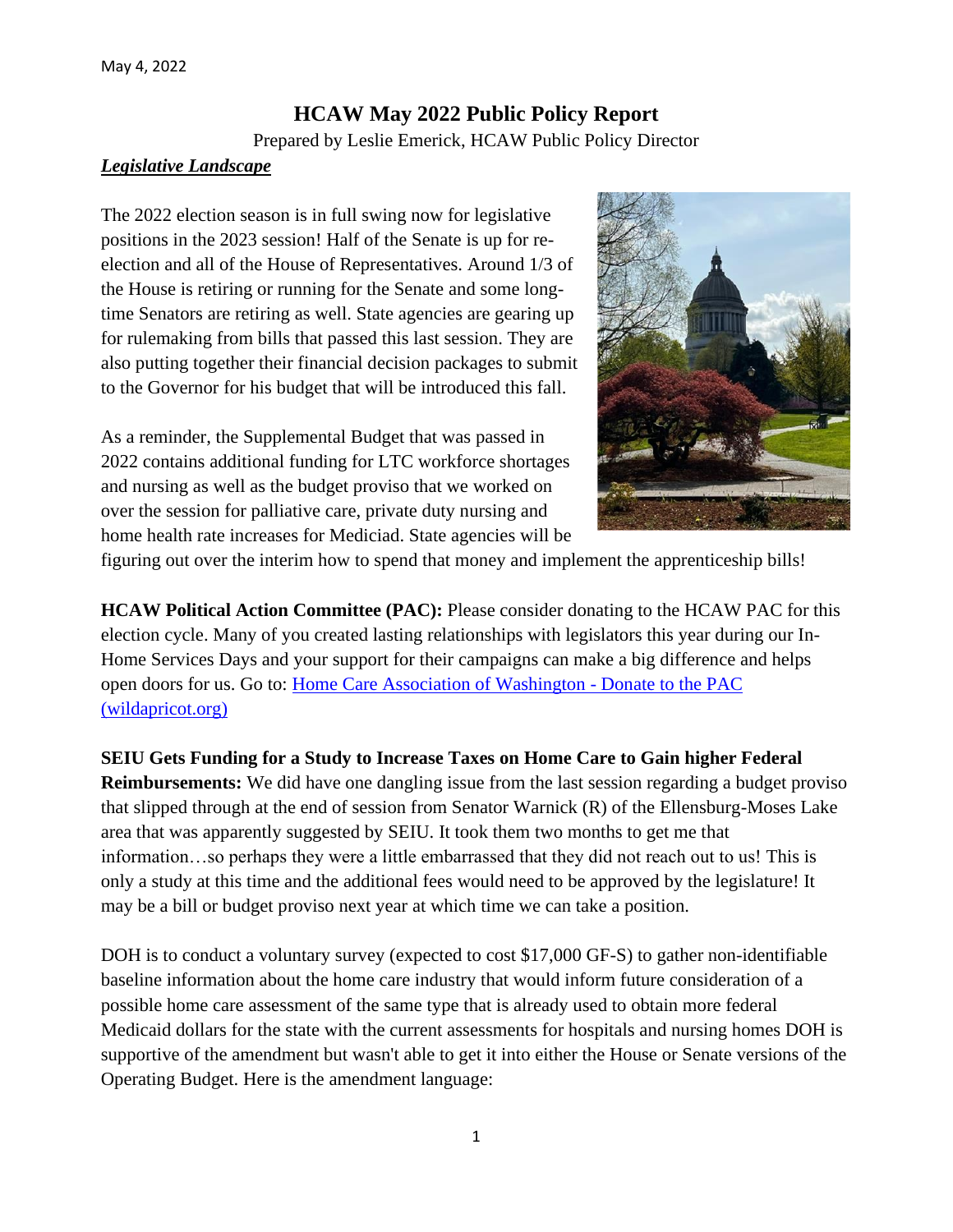May 4, 2022

# HCAW May 2022 Public Policy Report

Prepared by Leslie Emerick, HCAW Public Policy Director

***Legislative Landscape***

The 2022 election season is in full swing now for legislative positions in the 2023 session! Half of the Senate is up for re-election and all of the House of Representatives. Around 1/3 of the House is retiring or running for the Senate and some long-time Senators are retiring as well. State agencies are gearing up for rulemaking from bills that passed this last session. They are also putting together their financial decision packages to submit to the Governor for his budget that will be introduced this fall.

As a reminder, the Supplemental Budget that was passed in 2022 contains additional funding for LTC workforce shortages and nursing as well as the budget proviso that we worked on over the session for palliative care, private duty nursing and home health rate increases for Mediciad. State agencies will be figuring out over the interim how to spend that money and implement the apprenticeship bills!

**HCAW Political Action Committee (PAC):** Please consider donating to the HCAW PAC for this election cycle. Many of you created lasting relationships with legislators this year during our In-Home Services Days and your support for their campaigns can make a big difference and helps open doors for us. Go to: [Home Care Association of Washington - Donate to the PAC (wildapricot.org)]()

**SEIU Gets Funding for a Study to Increase Taxes on Home Care to Gain higher Federal Reimbursements:** We did have one dangling issue from the last session regarding a budget proviso that slipped through at the end of session from Senator Warnick (R) of the Ellensburg-Moses Lake area that was apparently suggested by SEIU. It took them two months to get me that information…so perhaps they were a little embarrassed that they did not reach out to us! This is only a study at this time and the additional fees would need to be approved by the legislature! It may be a bill or budget proviso next year at which time we can take a position.

DOH is to conduct a voluntary survey (expected to cost $17,000 GF-S) to gather non-identifiable baseline information about the home care industry that would inform future consideration of a possible home care assessment of the same type that is already used to obtain more federal Medicaid dollars for the state with the current assessments for hospitals and nursing homes DOH is supportive of the amendment but wasn't able to get it into either the House or Senate versions of the Operating Budget. Here is the amendment language: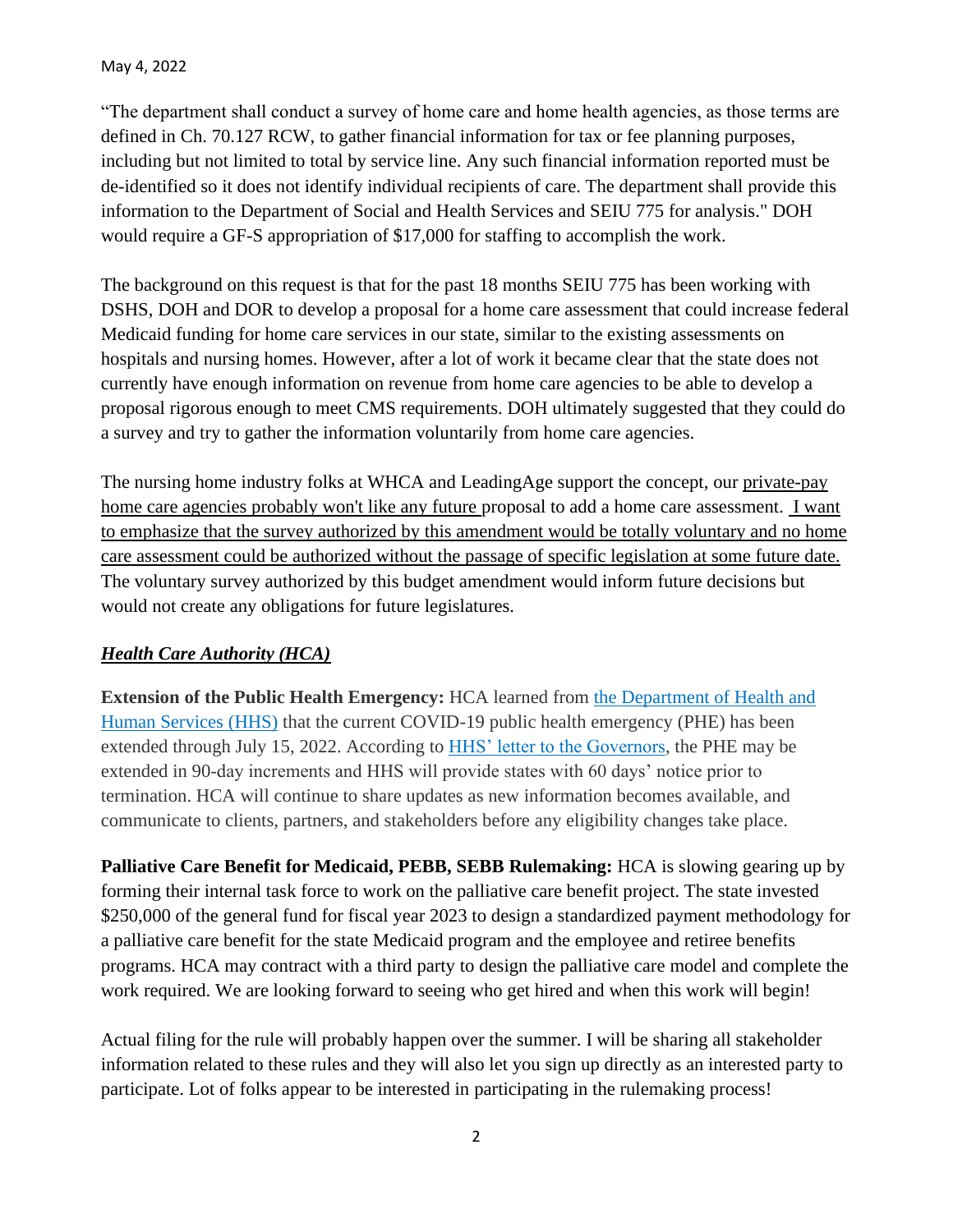May 4, 2022

"The department shall conduct a survey of home care and home health agencies, as those terms are defined in Ch. 70.127 RCW, to gather financial information for tax or fee planning purposes, including but not limited to total by service line. Any such financial information reported must be de-identified so it does not identify individual recipients of care. The department shall provide this information to the Department of Social and Health Services and SEIU 775 for analysis." DOH would require a GF-S appropriation of $17,000 for staffing to accomplish the work.

The background on this request is that for the past 18 months SEIU 775 has been working with DSHS, DOH and DOR to develop a proposal for a home care assessment that could increase federal Medicaid funding for home care services in our state, similar to the existing assessments on hospitals and nursing homes. However, after a lot of work it became clear that the state does not currently have enough information on revenue from home care agencies to be able to develop a proposal rigorous enough to meet CMS requirements. DOH ultimately suggested that they could do a survey and try to gather the information voluntarily from home care agencies.

The nursing home industry folks at WHCA and LeadingAge support the concept, our <u>private-pay home care agencies probably won't like any future </u>proposal to add a home care assessment. <u>I want to emphasize that the survey authorized by this amendment would be totally voluntary and no home care assessment could be authorized without the passage of specific legislation at some future date.</u> The voluntary survey authorized by this budget amendment would inform future decisions but would not create any obligations for future legislatures.

## ***<u>Health Care Authority (HCA)</u>***

**Extension of the Public Health Emergency:** HCA learned from [the Department of Health and Human Services (HHS)] that the current COVID-19 public health emergency (PHE) has been extended through July 15, 2022. According to [HHS' letter to the Governors], the PHE may be extended in 90-day increments and HHS will provide states with 60 days' notice prior to termination. HCA will continue to share updates as new information becomes available, and communicate to clients, partners, and stakeholders before any eligibility changes take place.

**Palliative Care Benefit for Medicaid, PEBB, SEBB Rulemaking:** HCA is slowing gearing up by forming their internal task force to work on the palliative care benefit project. The state invested $250,000 of the general fund for fiscal year 2023 to design a standardized payment methodology for a palliative care benefit for the state Medicaid program and the employee and retiree benefits programs. HCA may contract with a third party to design the palliative care model and complete the work required. We are looking forward to seeing who get hired and when this work will begin!

Actual filing for the rule will probably happen over the summer. I will be sharing all stakeholder information related to these rules and they will also let you sign up directly as an interested party to participate. Lot of folks appear to be interested in participating in the rulemaking process!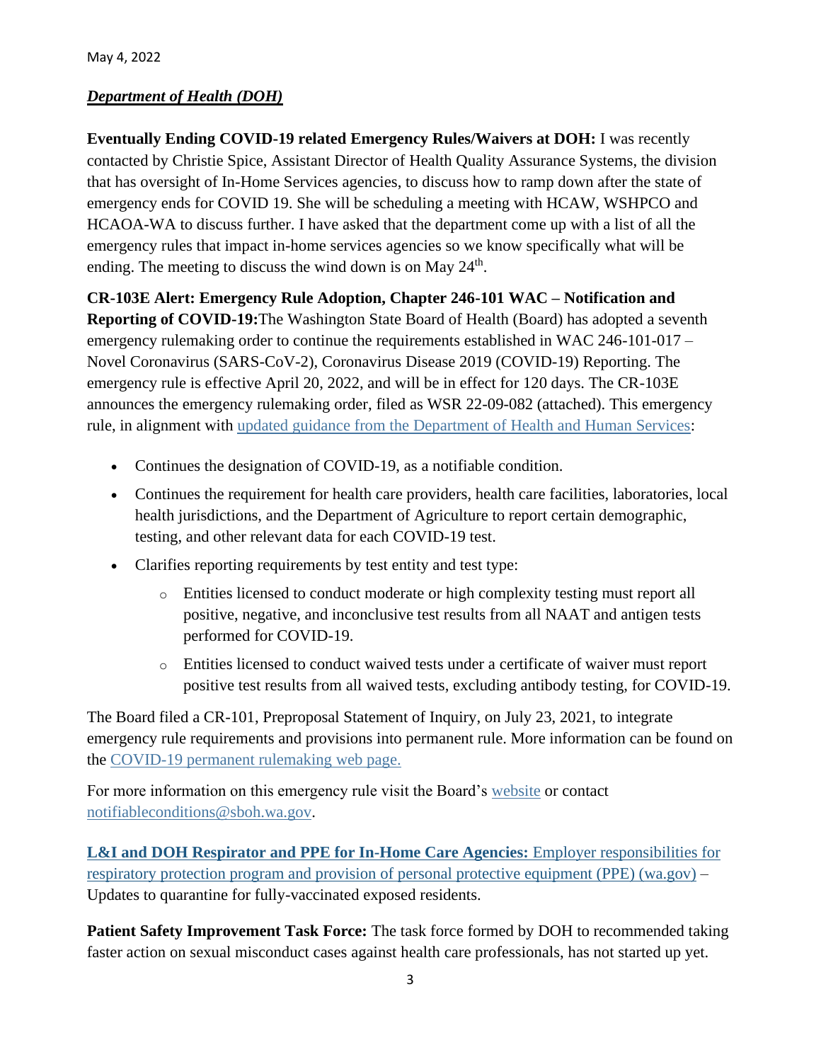May 4, 2022

***Department of Health (DOH)***

**Eventually Ending COVID-19 related Emergency Rules/Waivers at DOH:** I was recently contacted by Christie Spice, Assistant Director of Health Quality Assurance Systems, the division that has oversight of In-Home Services agencies, to discuss how to ramp down after the state of emergency ends for COVID 19. She will be scheduling a meeting with HCAW, WSHPCO and HCAOA-WA to discuss further. I have asked that the department come up with a list of all the emergency rules that impact in-home services agencies so we know specifically what will be ending. The meeting to discuss the wind down is on May 24th.

**CR-103E Alert: Emergency Rule Adoption, Chapter 246-101 WAC – Notification and Reporting of COVID-19:**The Washington State Board of Health (Board) has adopted a seventh emergency rulemaking order to continue the requirements established in WAC 246-101-017 – Novel Coronavirus (SARS-CoV-2), Coronavirus Disease 2019 (COVID-19) Reporting. The emergency rule is effective April 20, 2022, and will be in effect for 120 days. The CR-103E announces the emergency rulemaking order, filed as WSR 22-09-082 (attached). This emergency rule, in alignment with updated guidance from the Department of Health and Human Services:

- Continues the designation of COVID-19, as a notifiable condition.
- Continues the requirement for health care providers, health care facilities, laboratories, local health jurisdictions, and the Department of Agriculture to report certain demographic, testing, and other relevant data for each COVID-19 test.
- Clarifies reporting requirements by test entity and test type:
  - Entities licensed to conduct moderate or high complexity testing must report all positive, negative, and inconclusive test results from all NAAT and antigen tests performed for COVID-19.
  - Entities licensed to conduct waived tests under a certificate of waiver must report positive test results from all waived tests, excluding antibody testing, for COVID-19.

The Board filed a CR-101, Preproposal Statement of Inquiry, on July 23, 2021, to integrate emergency rule requirements and provisions into permanent rule. More information can be found on the COVID-19 permanent rulemaking web page.

For more information on this emergency rule visit the Board's website or contact notifiableconditions@sboh.wa.gov.

**L&I and DOH Respirator and PPE for In-Home Care Agencies:** Employer responsibilities for respiratory protection program and provision of personal protective equipment (PPE) (wa.gov) – Updates to quarantine for fully-vaccinated exposed residents.

**Patient Safety Improvement Task Force:** The task force formed by DOH to recommended taking faster action on sexual misconduct cases against health care professionals, has not started up yet.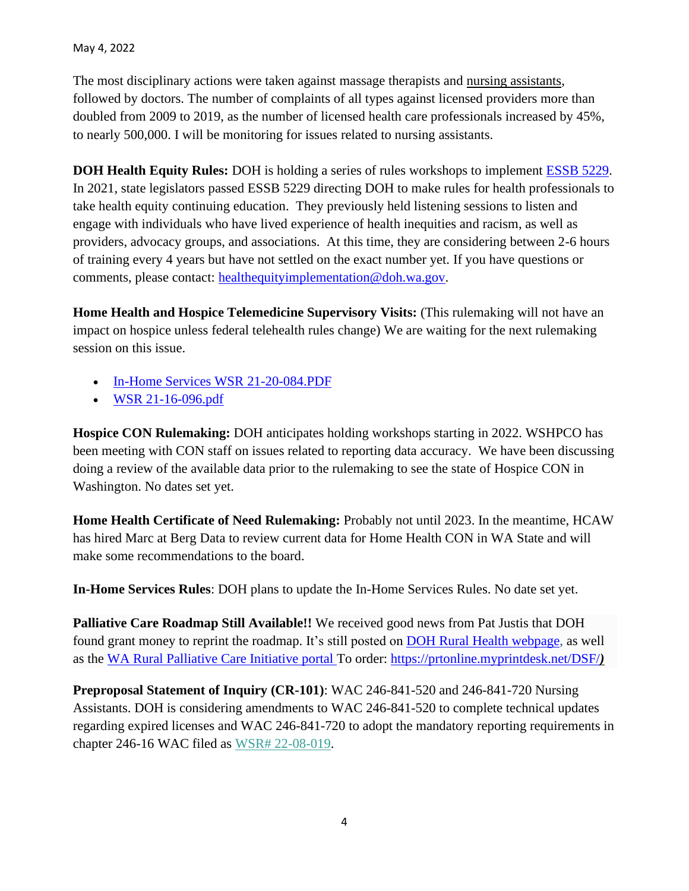May 4, 2022

The most disciplinary actions were taken against massage therapists and nursing assistants, followed by doctors. The number of complaints of all types against licensed providers more than doubled from 2009 to 2019, as the number of licensed health care professionals increased by 45%, to nearly 500,000. I will be monitoring for issues related to nursing assistants.

**DOH Health Equity Rules:** DOH is holding a series of rules workshops to implement ESSB 5229. In 2021, state legislators passed ESSB 5229 directing DOH to make rules for health professionals to take health equity continuing education. They previously held listening sessions to listen and engage with individuals who have lived experience of health inequities and racism, as well as providers, advocacy groups, and associations. At this time, they are considering between 2-6 hours of training every 4 years but have not settled on the exact number yet. If you have questions or comments, please contact: healthequityimplementation@doh.wa.gov.

**Home Health and Hospice Telemedicine Supervisory Visits:** (This rulemaking will not have an impact on hospice unless federal telehealth rules change) We are waiting for the next rulemaking session on this issue.

- In-Home Services WSR 21-20-084.PDF
- WSR 21-16-096.pdf

**Hospice CON Rulemaking:** DOH anticipates holding workshops starting in 2022. WSHPCO has been meeting with CON staff on issues related to reporting data accuracy. We have been discussing doing a review of the available data prior to the rulemaking to see the state of Hospice CON in Washington. No dates set yet.

**Home Health Certificate of Need Rulemaking:** Probably not until 2023. In the meantime, HCAW has hired Marc at Berg Data to review current data for Home Health CON in WA State and will make some recommendations to the board.

**In-Home Services Rules**: DOH plans to update the In-Home Services Rules. No date set yet.

**Palliative Care Roadmap Still Available!!** We received good news from Pat Justis that DOH found grant money to reprint the roadmap. It's still posted on DOH Rural Health webpage, as well as the WA Rural Palliative Care Initiative portal To order: https://prtonline.myprintdesk.net/DSF/***)***

**Preproposal Statement of Inquiry (CR-101)**: WAC 246-841-520 and 246-841-720 Nursing Assistants. DOH is considering amendments to WAC 246-841-520 to complete technical updates regarding expired licenses and WAC 246-841-720 to adopt the mandatory reporting requirements in chapter 246-16 WAC filed as WSR# 22-08-019.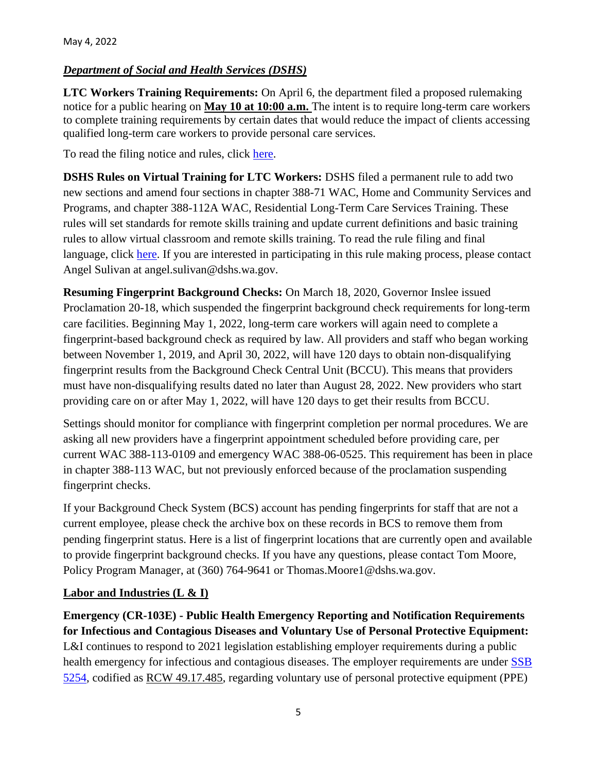May 4, 2022

***Department of Social and Health Services (DSHS)***

**LTC Workers Training Requirements:** On April 6, the department filed a proposed rulemaking notice for a public hearing on **May 10 at 10:00 a.m.** The intent is to require long-term care workers to complete training requirements by certain dates that would reduce the impact of clients accessing qualified long-term care workers to provide personal care services.

To read the filing notice and rules, click here.

**DSHS Rules on Virtual Training for LTC Workers:** DSHS filed a permanent rule to add two new sections and amend four sections in chapter 388-71 WAC, Home and Community Services and Programs, and chapter 388-112A WAC, Residential Long-Term Care Services Training. These rules will set standards for remote skills training and update current definitions and basic training rules to allow virtual classroom and remote skills training. To read the rule filing and final language, click here. If you are interested in participating in this rule making process, please contact Angel Sulivan at angel.sulivan@dshs.wa.gov.

**Resuming Fingerprint Background Checks:** On March 18, 2020, Governor Inslee issued Proclamation 20-18, which suspended the fingerprint background check requirements for long-term care facilities. Beginning May 1, 2022, long-term care workers will again need to complete a fingerprint-based background check as required by law. All providers and staff who began working between November 1, 2019, and April 30, 2022, will have 120 days to obtain non-disqualifying fingerprint results from the Background Check Central Unit (BCCU). This means that providers must have non-disqualifying results dated no later than August 28, 2022. New providers who start providing care on or after May 1, 2022, will have 120 days to get their results from BCCU.

Settings should monitor for compliance with fingerprint completion per normal procedures. We are asking all new providers have a fingerprint appointment scheduled before providing care, per current WAC 388-113-0109 and emergency WAC 388-06-0525. This requirement has been in place in chapter 388-113 WAC, but not previously enforced because of the proclamation suspending fingerprint checks.

If your Background Check System (BCS) account has pending fingerprints for staff that are not a current employee, please check the archive box on these records in BCS to remove them from pending fingerprint status. Here is a list of fingerprint locations that are currently open and available to provide fingerprint background checks. If you have any questions, please contact Tom Moore, Policy Program Manager, at (360) 764-9641 or Thomas.Moore1@dshs.wa.gov.

**Labor and Industries (L & I)**

**Emergency (CR-103E) - Public Health Emergency Reporting and Notification Requirements for Infectious and Contagious Diseases and Voluntary Use of Personal Protective Equipment:** L&I continues to respond to 2021 legislation establishing employer requirements during a public health emergency for infectious and contagious diseases. The employer requirements are under SSB 5254, codified as RCW 49.17.485, regarding voluntary use of personal protective equipment (PPE)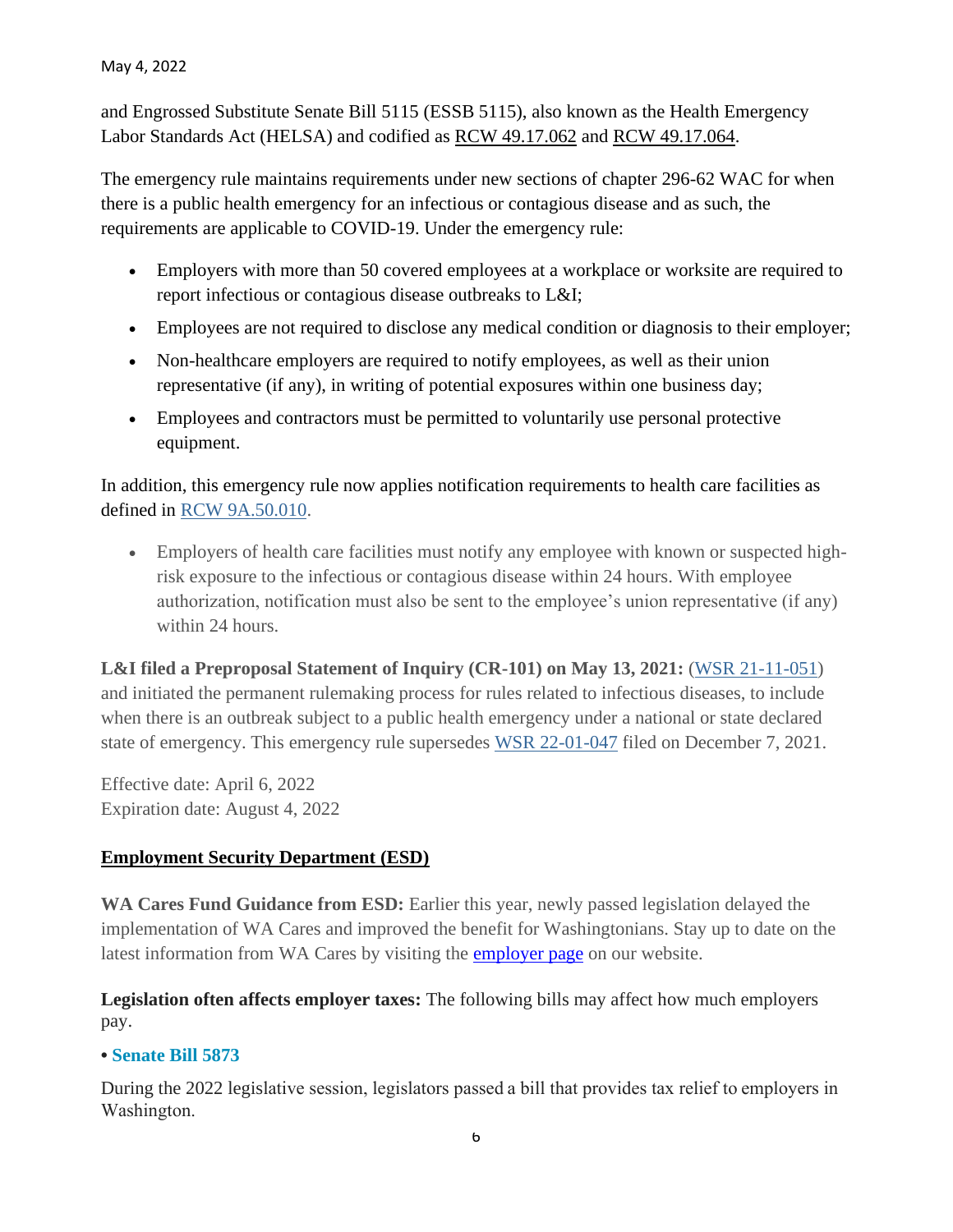and Engrossed Substitute Senate Bill 5115 (ESSB 5115), also known as the Health Emergency Labor Standards Act (HELSA) and codified as RCW 49.17.062 and RCW 49.17.064.

The emergency rule maintains requirements under new sections of chapter 296-62 WAC for when there is a public health emergency for an infectious or contagious disease and as such, the requirements are applicable to COVID-19. Under the emergency rule:

- Employers with more than 50 covered employees at a workplace or worksite are required to report infectious or contagious disease outbreaks to L&I;
- Employees are not required to disclose any medical condition or diagnosis to their employer;
- Non-healthcare employers are required to notify employees, as well as their union representative (if any), in writing of potential exposures within one business day;
- Employees and contractors must be permitted to voluntarily use personal protective equipment.

In addition, this emergency rule now applies notification requirements to health care facilities as defined in RCW 9A.50.010.

- Employers of health care facilities must notify any employee with known or suspected high-risk exposure to the infectious or contagious disease within 24 hours. With employee authorization, notification must also be sent to the employee's union representative (if any) within 24 hours.

**L&I filed a Preproposal Statement of Inquiry (CR-101) on May 13, 2021:** (WSR 21-11-051) and initiated the permanent rulemaking process for rules related to infectious diseases, to include when there is an outbreak subject to a public health emergency under a national or state declared state of emergency. This emergency rule supersedes WSR 22-01-047 filed on December 7, 2021.

Effective date: April 6, 2022
Expiration date: August 4, 2022

## Employment Security Department (ESD)

**WA Cares Fund Guidance from ESD:** Earlier this year, newly passed legislation delayed the implementation of WA Cares and improved the benefit for Washingtonians. Stay up to date on the latest information from WA Cares by visiting the employer page on our website.

**Legislation often affects employer taxes:** The following bills may affect how much employers pay.

**• Senate Bill 5873**

During the 2022 legislative session, legislators passed a bill that provides tax relief to employers in Washington.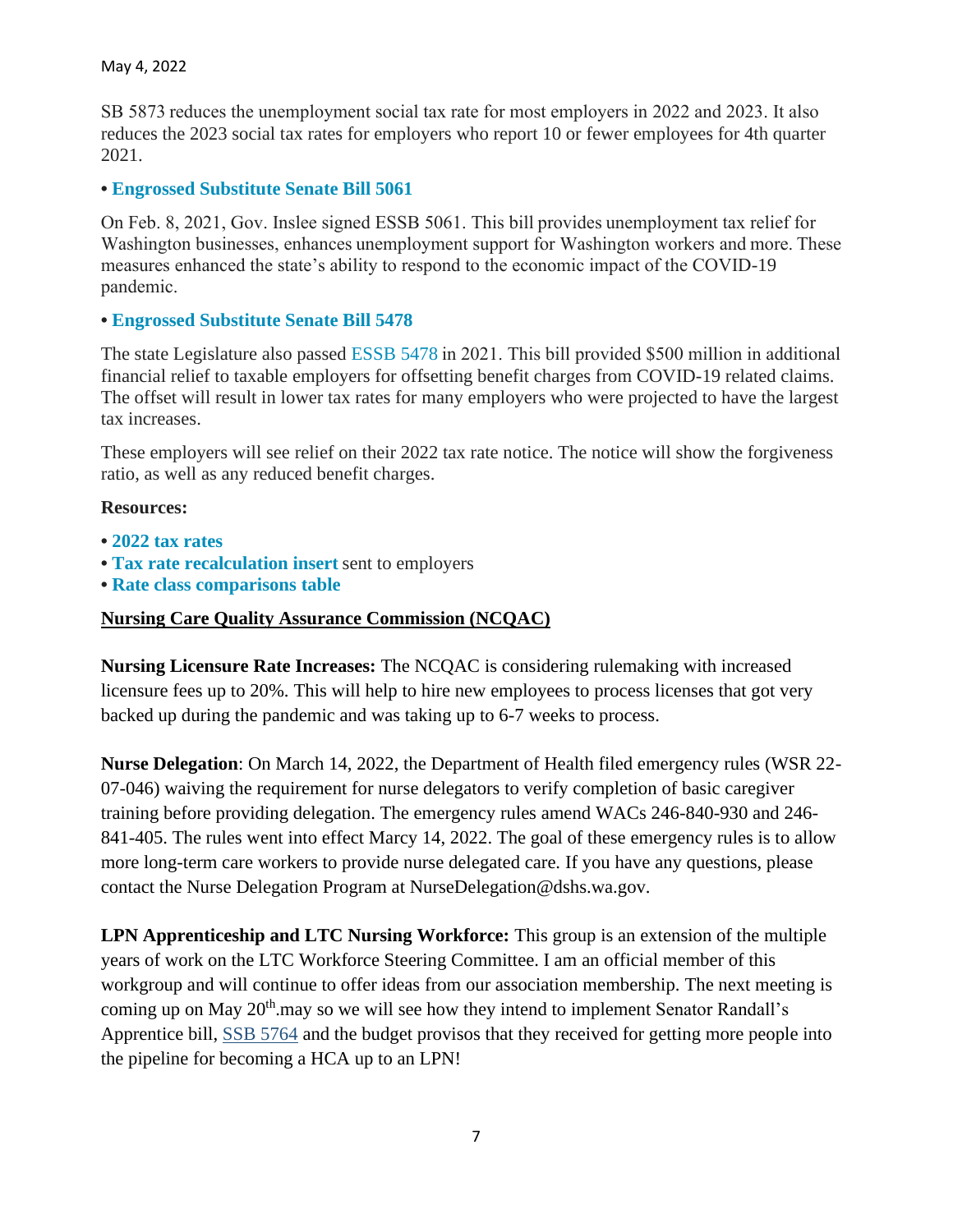SB 5873 reduces the unemployment social tax rate for most employers in 2022 and 2023. It also reduces the 2023 social tax rates for employers who report 10 or fewer employees for 4th quarter 2021.

- **Engrossed Substitute Senate Bill 5061**

On Feb. 8, 2021, Gov. Inslee signed ESSB 5061. This bill provides unemployment tax relief for Washington businesses, enhances unemployment support for Washington workers and more. These measures enhanced the state's ability to respond to the economic impact of the COVID-19 pandemic.

- **Engrossed Substitute Senate Bill 5478**

The state Legislature also passed ESSB 5478 in 2021. This bill provided $500 million in additional financial relief to taxable employers for offsetting benefit charges from COVID-19 related claims. The offset will result in lower tax rates for many employers who were projected to have the largest tax increases.

These employers will see relief on their 2022 tax rate notice. The notice will show the forgiveness ratio, as well as any reduced benefit charges.

**Resources:**

- **2022 tax rates**
- **Tax rate recalculation insert** sent to employers
- **Rate class comparisons table**

## Nursing Care Quality Assurance Commission (NCQAC)

**Nursing Licensure Rate Increases:** The NCQAC is considering rulemaking with increased licensure fees up to 20%. This will help to hire new employees to process licenses that got very backed up during the pandemic and was taking up to 6-7 weeks to process.

**Nurse Delegation**: On March 14, 2022, the Department of Health filed emergency rules (WSR 22-07-046) waiving the requirement for nurse delegators to verify completion of basic caregiver training before providing delegation. The emergency rules amend WACs 246-840-930 and 246-841-405. The rules went into effect Marcy 14, 2022. The goal of these emergency rules is to allow more long-term care workers to provide nurse delegated care. If you have any questions, please contact the Nurse Delegation Program at NurseDelegation@dshs.wa.gov.

**LPN Apprenticeship and LTC Nursing Workforce:** This group is an extension of the multiple years of work on the LTC Workforce Steering Committee. I am an official member of this workgroup and will continue to offer ideas from our association membership. The next meeting is coming up on May 20th.may so we will see how they intend to implement Senator Randall's Apprentice bill, SSB 5764 and the budget provisos that they received for getting more people into the pipeline for becoming a HCA up to an LPN!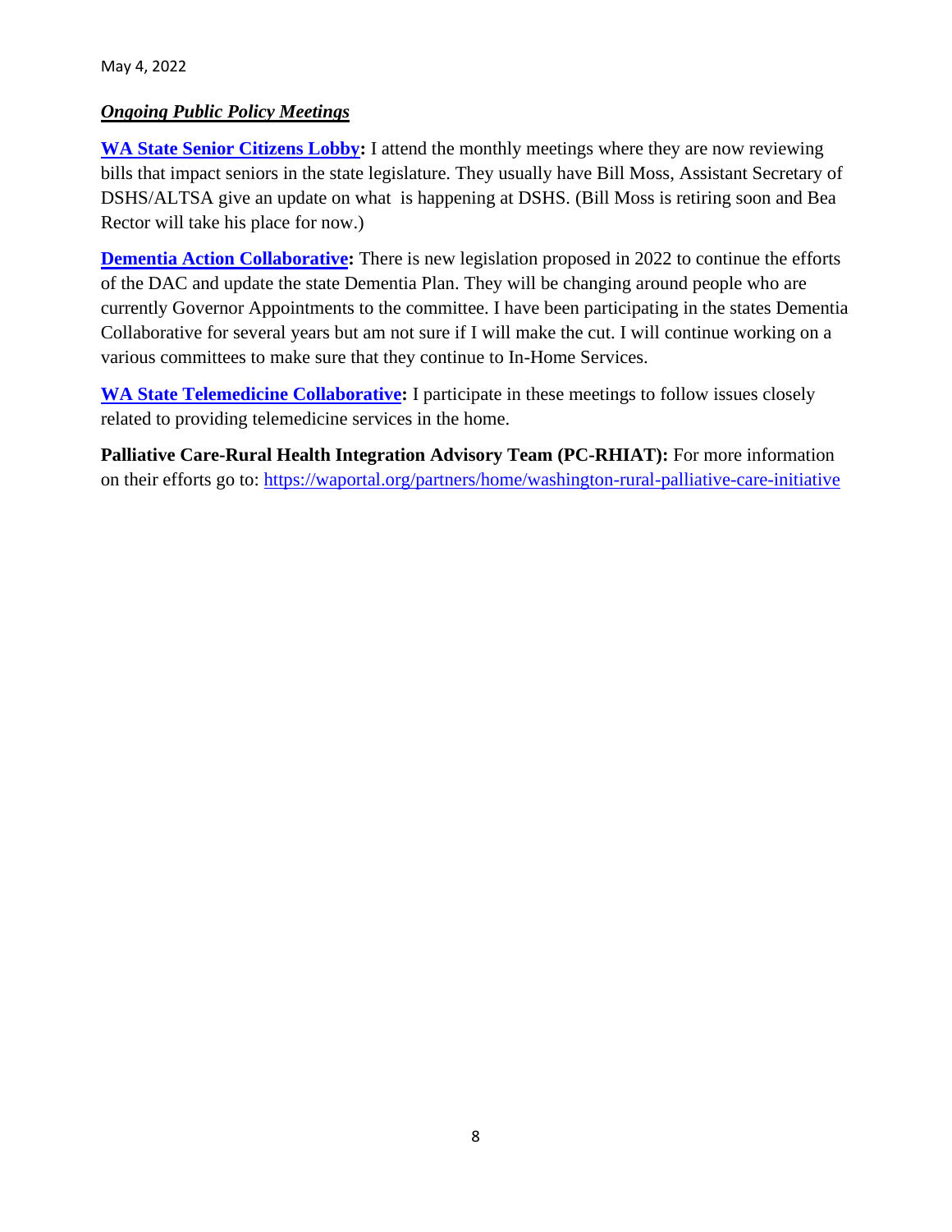May 4, 2022

***Ongoing Public Policy Meetings***

**WA State Senior Citizens Lobby:** I attend the monthly meetings where they are now reviewing bills that impact seniors in the state legislature. They usually have Bill Moss, Assistant Secretary of DSHS/ALTSA give an update on what is happening at DSHS. (Bill Moss is retiring soon and Bea Rector will take his place for now.)

**Dementia Action Collaborative:** There is new legislation proposed in 2022 to continue the efforts of the DAC and update the state Dementia Plan. They will be changing around people who are currently Governor Appointments to the committee. I have been participating in the states Dementia Collaborative for several years but am not sure if I will make the cut. I will continue working on a various committees to make sure that they continue to In-Home Services.

**WA State Telemedicine Collaborative:** I participate in these meetings to follow issues closely related to providing telemedicine services in the home.

**Palliative Care-Rural Health Integration Advisory Team (PC-RHIAT):** For more information on their efforts go to: https://waportal.org/partners/home/washington-rural-palliative-care-initiative